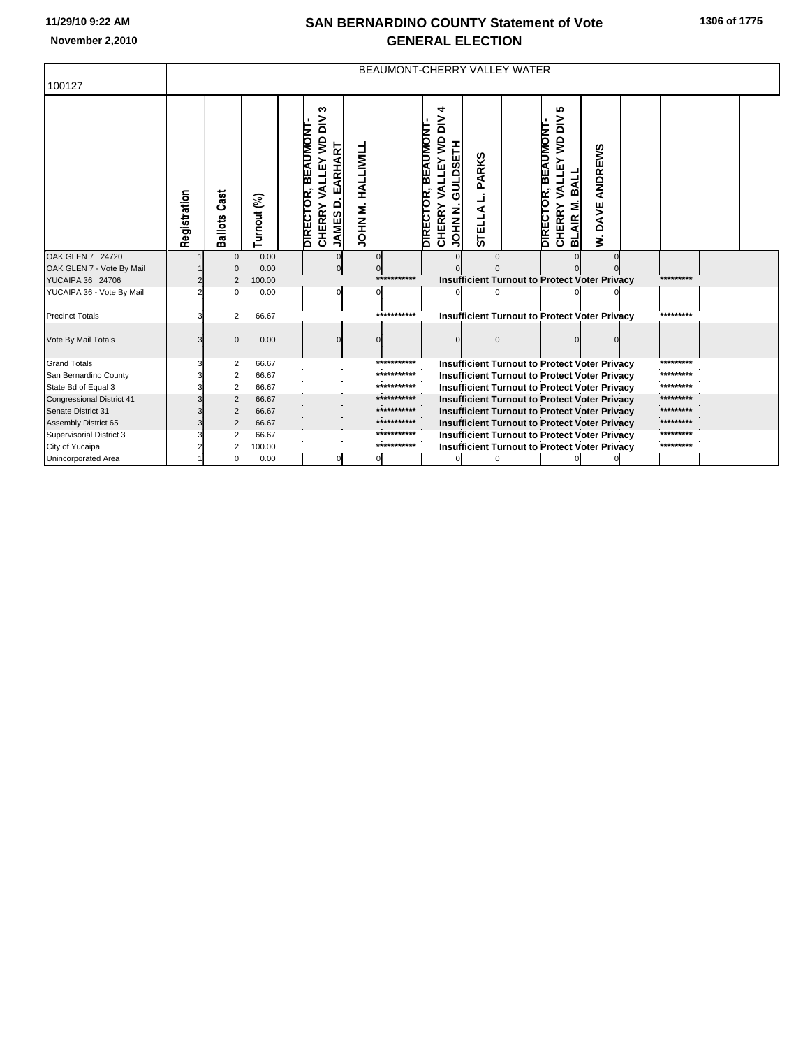# SAN BERNARDINO COUNTY Statement of Vote

## GENERAL ELECTION

11/29/10 9:22 AM

November 2,2010

| 100127 | BEAUMONT-CHERRY VALLEY WATER | | | | | | | | | | | | | | | |
|---|---|---|---|---|---|---|---|---|---|---|---|---|---|---|---|---|
| | Registration | Ballots Cast | Turnout (%) | | DIRECTOR, BEAUMONT-CHERRY VALLEY WD DIV 3 JAMES D. EARHART | JOHN M. HALLIWILL | | DIRECTOR, BEAUMONT-CHERRY VALLEY WD DIV 4 JOHN N. GULDSETH | STELLA L. PARKS | | DIRECTOR, BEAUMONT-CHERRY VALLEY WD DIV 5 BLAIR M. BALL | W. DAVE ANDREWS | | | | |
| OAK GLEN 7 24720 | 1 | 0 | 0.00 | | 0 | 0 | | 0 | 0 | | 0 | 0 | | | | |
| OAK GLEN 7 - Vote By Mail | 1 | 0 | 0.00 | | 0 | 0 | | 0 | 0 | | 0 | 0 | | | | |
| YUCAIPA 36 24706 | 2 | 2 | 100.00 | | | | *********** | Insufficient Turnout to Protect Voter Privacy | | | | | | ********* | | |
| YUCAIPA 36 - Vote By Mail | 2 | 0 | 0.00 | | 0 | 0 | | 0 | 0 | | 0 | 0 | | | | |
| Precinct Totals | 3 | 2 | 66.67 | | | | *********** | Insufficient Turnout to Protect Voter Privacy | | | | | | ********* | | |
| Vote By Mail Totals | 3 | 0 | 0.00 | | 0 | 0 | | 0 | 0 | | 0 | 0 | | | | |
| Grand Totals | 3 | 2 | 66.67 | | | | *********** | Insufficient Turnout to Protect Voter Privacy | | | | | | ********* | | |
| San Bernardino County | 3 | 2 | 66.67 | | | | *********** | Insufficient Turnout to Protect Voter Privacy | | | | | | ********* | | |
| State Bd of Equal 3 | 3 | 2 | 66.67 | | | | *********** | Insufficient Turnout to Protect Voter Privacy | | | | | | ********* | | |
| Congressional District 41 | 3 | 2 | 66.67 | | | | *********** | Insufficient Turnout to Protect Voter Privacy | | | | | | ********* | | |
| Senate District 31 | 3 | 2 | 66.67 | | | | *********** | Insufficient Turnout to Protect Voter Privacy | | | | | | ********* | | |
| Assembly District 65 | 3 | 2 | 66.67 | | | | *********** | Insufficient Turnout to Protect Voter Privacy | | | | | | ********* | | |
| Supervisorial District 3 | 3 | 2 | 66.67 | | | | *********** | Insufficient Turnout to Protect Voter Privacy | | | | | | ********* | | |
| City of Yucaipa | 2 | 2 | 100.00 | | | | *********** | Insufficient Turnout to Protect Voter Privacy | | | | | | ********* | | |
| Unincorporated Area | 1 | 0 | 0.00 | | 0 | 0 | | 0 | 0 | | 0 | 0 | | | | |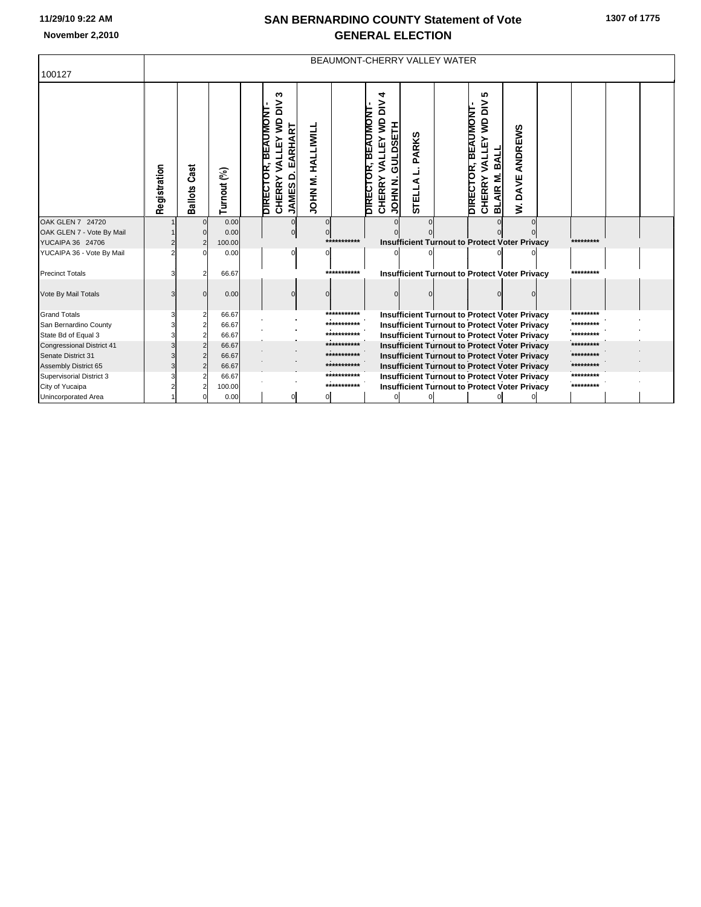# SAN BERNARDINO COUNTY Statement of Vote
# GENERAL ELECTION

November 2,2010

| 100127 | BEAUMONT-CHERRY VALLEY WATER | | | | | | | | | | | | | | | |
|---|---|---|---|---|---|---|---|---|---|---|---|---|---|---|---|---|
| | Registration | Ballots Cast | Turnout (%) | | DIRECTOR, BEAUMONT-CHERRY VALLEY WD DIV 3 JAMES D. EARHART | JOHN M. HALLIWILL | | DIRECTOR, BEAUMONT-CHERRY VALLEY WD DIV 4 JOHN N. GULDSETH | STELLA L. PARKS | | DIRECTOR, BEAUMONT-CHERRY VALLEY WD DIV 5 BLAIR M. BALL | W. DAVE ANDREWS | | | | |
| OAK GLEN 7 24720 | 1 | 0 | 0.00 | | 0 | 0 | | 0 | 0 | | 0 | 0 | | | | |
| OAK GLEN 7 - Vote By Mail | 1 | 0 | 0.00 | | 0 | 0 | | 0 | 0 | | 0 | 0 | | | | |
| YUCAIPA 36 24706 | 2 | 2 | 100.00 | | | | *********** | Insufficient Turnout to Protect Voter Privacy | | | | | | ********* | | |
| YUCAIPA 36 - Vote By Mail | 2 | 0 | 0.00 | | 0 | 0 | | 0 | 0 | | 0 | 0 | | | | |
| Precinct Totals | 3 | 2 | 66.67 | | | | *********** | Insufficient Turnout to Protect Voter Privacy | | | | | | ********* | | |
| Vote By Mail Totals | 3 | 0 | 0.00 | | 0 | 0 | | 0 | 0 | | 0 | 0 | | | | |
| Grand Totals | 3 | 2 | 66.67 | | | | *********** | Insufficient Turnout to Protect Voter Privacy | | | | | | ********* | | |
| San Bernardino County | 3 | 2 | 66.67 | | | | *********** | Insufficient Turnout to Protect Voter Privacy | | | | | | ********* | | |
| State Bd of Equal 3 | 3 | 2 | 66.67 | | | | *********** | Insufficient Turnout to Protect Voter Privacy | | | | | | ********* | | |
| Congressional District 41 | 3 | 2 | 66.67 | | | | *********** | Insufficient Turnout to Protect Voter Privacy | | | | | | ********* | | |
| Senate District 31 | 3 | 2 | 66.67 | | | | *********** | Insufficient Turnout to Protect Voter Privacy | | | | | | ********* | | |
| Assembly District 65 | 3 | 2 | 66.67 | | | | *********** | Insufficient Turnout to Protect Voter Privacy | | | | | | ********* | | |
| Supervisorial District 3 | 3 | 2 | 66.67 | | | | *********** | Insufficient Turnout to Protect Voter Privacy | | | | | | ********* | | |
| City of Yucaipa | 2 | 2 | 100.00 | | | | *********** | Insufficient Turnout to Protect Voter Privacy | | | | | | ********* | | |
| Unincorporated Area | 1 | 0 | 0.00 | | 0 | 0 | | 0 | 0 | | 0 | 0 | | | | |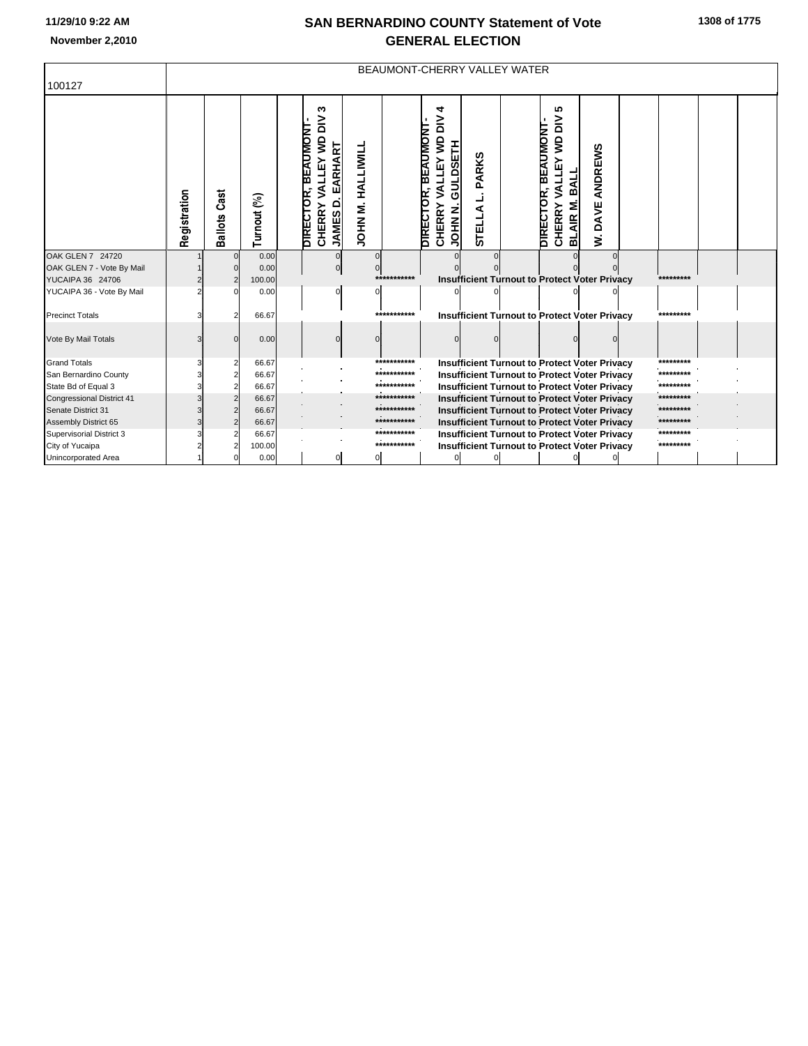# SAN BERNARDINO COUNTY Statement of Vote
## GENERAL ELECTION

November 2,2010

| 100127 | BEAUMONT-CHERRY VALLEY WATER | | | | | | | | | | | | | | | |
|---|---|---|---|---|---|---|---|---|---|---|---|---|---|---|---|---|
| | Registration | Ballots Cast | Turnout (%) | | DIRECTOR, BEAUMONT-CHERRY VALLEY WD DIV 3 JAMES D. EARHART | JOHN M. HALLIWILL | | DIRECTOR, BEAUMONT-CHERRY VALLEY WD DIV 4 JOHN N. GULDSETH | STELLA L. PARKS | | DIRECTOR, BEAUMONT-CHERRY VALLEY WD DIV 5 BLAIR M. BALL | W. DAVE ANDREWS | | | | |
| OAK GLEN 7 24720 | 1 | 0 | 0.00 | | 0 | 0 | | 0 | 0 | | 0 | 0 | | | | |
| OAK GLEN 7 - Vote By Mail | 1 | 0 | 0.00 | | 0 | 0 | | 0 | 0 | | 0 | 0 | | | | |
| YUCAIPA 36 24706 | 2 | 2 | 100.00 | | | | *********** | Insufficient Turnout to Protect Voter Privacy | | | | | | ********* | | |
| YUCAIPA 36 - Vote By Mail | 2 | 0 | 0.00 | | 0 | 0 | | 0 | 0 | | 0 | 0 | | | | |
| Precinct Totals | 3 | 2 | 66.67 | | | | *********** | Insufficient Turnout to Protect Voter Privacy | | | | | | ********* | | |
| Vote By Mail Totals | 3 | 0 | 0.00 | | 0 | 0 | | 0 | 0 | | 0 | 0 | | | | |
| Grand Totals | 3 | 2 | 66.67 | | | | *********** | Insufficient Turnout to Protect Voter Privacy | | | | | | ********* | | |
| San Bernardino County | 3 | 2 | 66.67 | | | | *********** | Insufficient Turnout to Protect Voter Privacy | | | | | | ********* | | |
| State Bd of Equal 3 | 3 | 2 | 66.67 | | | | *********** | Insufficient Turnout to Protect Voter Privacy | | | | | | ********* | | |
| Congressional District 41 | 3 | 2 | 66.67 | | | | *********** | Insufficient Turnout to Protect Voter Privacy | | | | | | ********* | | |
| Senate District 31 | 3 | 2 | 66.67 | | | | *********** | Insufficient Turnout to Protect Voter Privacy | | | | | | ********* | | |
| Assembly District 65 | 3 | 2 | 66.67 | | | | *********** | Insufficient Turnout to Protect Voter Privacy | | | | | | ********* | | |
| Supervisorial District 3 | 3 | 2 | 66.67 | | | | *********** | Insufficient Turnout to Protect Voter Privacy | | | | | | ********* | | |
| City of Yucaipa | 2 | 2 | 100.00 | | | | *********** | Insufficient Turnout to Protect Voter Privacy | | | | | | ********* | | |
| Unincorporated Area | 1 | 0 | 0.00 | | 0 | 0 | | 0 | 0 | | 0 | 0 | | | | |